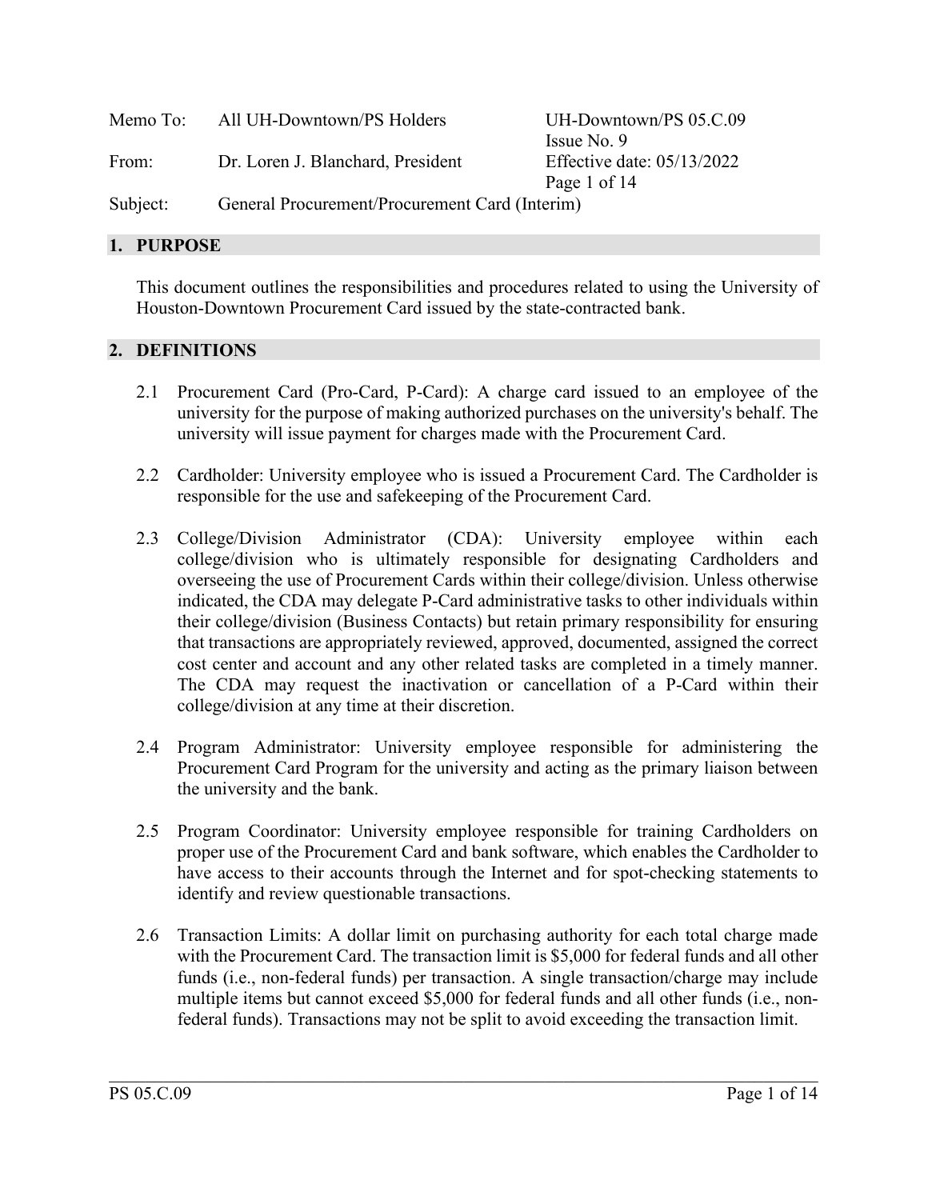| | | |
|---|---|---|
| Memo To: | All UH-Downtown/PS Holders | UH-Downtown/PS 05.C.09<br>Issue No. 9 |
| From: | Dr. Loren J. Blanchard, President | Effective date: 05/13/2022<br>Page 1 of 14 |
| Subject: | General Procurement/Procurement Card (Interim) | |

## 1. PURPOSE

This document outlines the responsibilities and procedures related to using the University of Houston-Downtown Procurement Card issued by the state-contracted bank.

## 2. DEFINITIONS

2.1 Procurement Card (Pro-Card, P-Card): A charge card issued to an employee of the university for the purpose of making authorized purchases on the university's behalf. The university will issue payment for charges made with the Procurement Card.

2.2 Cardholder: University employee who is issued a Procurement Card. The Cardholder is responsible for the use and safekeeping of the Procurement Card.

2.3 College/Division Administrator (CDA): University employee within each college/division who is ultimately responsible for designating Cardholders and overseeing the use of Procurement Cards within their college/division. Unless otherwise indicated, the CDA may delegate P-Card administrative tasks to other individuals within their college/division (Business Contacts) but retain primary responsibility for ensuring that transactions are appropriately reviewed, approved, documented, assigned the correct cost center and account and any other related tasks are completed in a timely manner. The CDA may request the inactivation or cancellation of a P-Card within their college/division at any time at their discretion.

2.4 Program Administrator: University employee responsible for administering the Procurement Card Program for the university and acting as the primary liaison between the university and the bank.

2.5 Program Coordinator: University employee responsible for training Cardholders on proper use of the Procurement Card and bank software, which enables the Cardholder to have access to their accounts through the Internet and for spot-checking statements to identify and review questionable transactions.

2.6 Transaction Limits: A dollar limit on purchasing authority for each total charge made with the Procurement Card. The transaction limit is $5,000 for federal funds and all other funds (i.e., non-federal funds) per transaction. A single transaction/charge may include multiple items but cannot exceed $5,000 for federal funds and all other funds (i.e., non-federal funds). Transactions may not be split to avoid exceeding the transaction limit.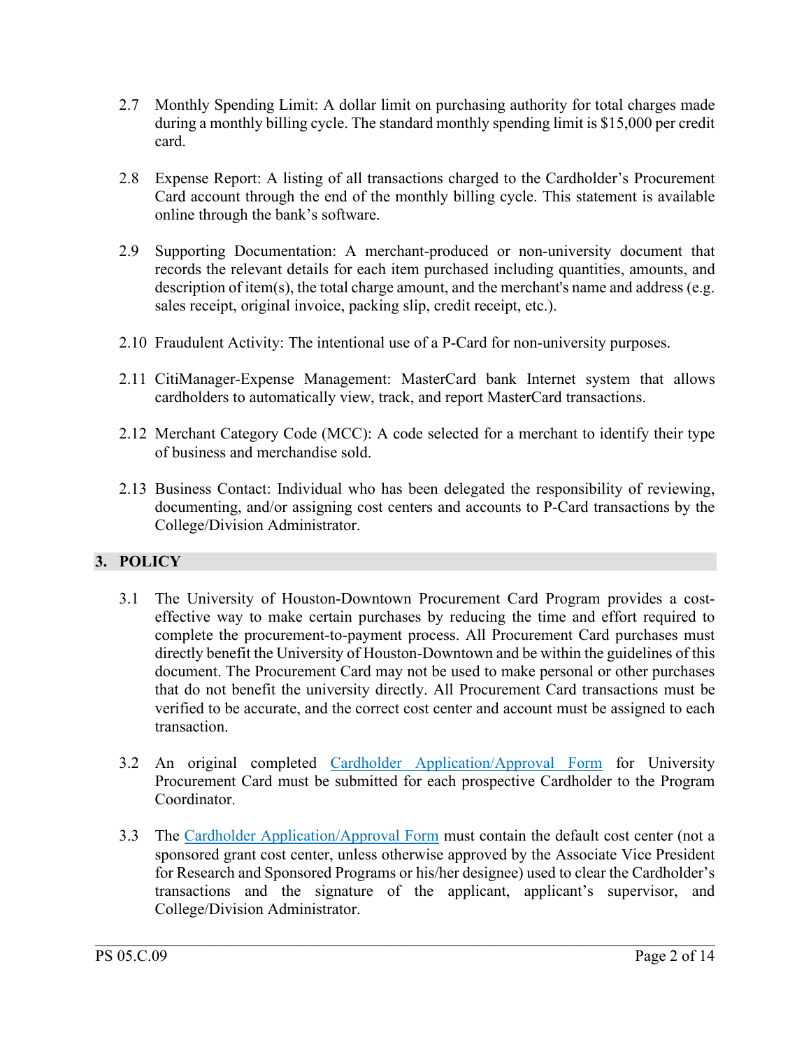2.7 Monthly Spending Limit: A dollar limit on purchasing authority for total charges made during a monthly billing cycle. The standard monthly spending limit is $15,000 per credit card.

2.8 Expense Report: A listing of all transactions charged to the Cardholder's Procurement Card account through the end of the monthly billing cycle. This statement is available online through the bank's software.

2.9 Supporting Documentation: A merchant-produced or non-university document that records the relevant details for each item purchased including quantities, amounts, and description of item(s), the total charge amount, and the merchant's name and address (e.g. sales receipt, original invoice, packing slip, credit receipt, etc.).

2.10 Fraudulent Activity: The intentional use of a P-Card for non-university purposes.

2.11 CitiManager-Expense Management: MasterCard bank Internet system that allows cardholders to automatically view, track, and report MasterCard transactions.

2.12 Merchant Category Code (MCC): A code selected for a merchant to identify their type of business and merchandise sold.

2.13 Business Contact: Individual who has been delegated the responsibility of reviewing, documenting, and/or assigning cost centers and accounts to P-Card transactions by the College/Division Administrator.

## 3. POLICY

3.1 The University of Houston-Downtown Procurement Card Program provides a cost-effective way to make certain purchases by reducing the time and effort required to complete the procurement-to-payment process. All Procurement Card purchases must directly benefit the University of Houston-Downtown and be within the guidelines of this document. The Procurement Card may not be used to make personal or other purchases that do not benefit the university directly. All Procurement Card transactions must be verified to be accurate, and the correct cost center and account must be assigned to each transaction.

3.2 An original completed Cardholder Application/Approval Form for University Procurement Card must be submitted for each prospective Cardholder to the Program Coordinator.

3.3 The Cardholder Application/Approval Form must contain the default cost center (not a sponsored grant cost center, unless otherwise approved by the Associate Vice President for Research and Sponsored Programs or his/her designee) used to clear the Cardholder's transactions and the signature of the applicant, applicant's supervisor, and College/Division Administrator.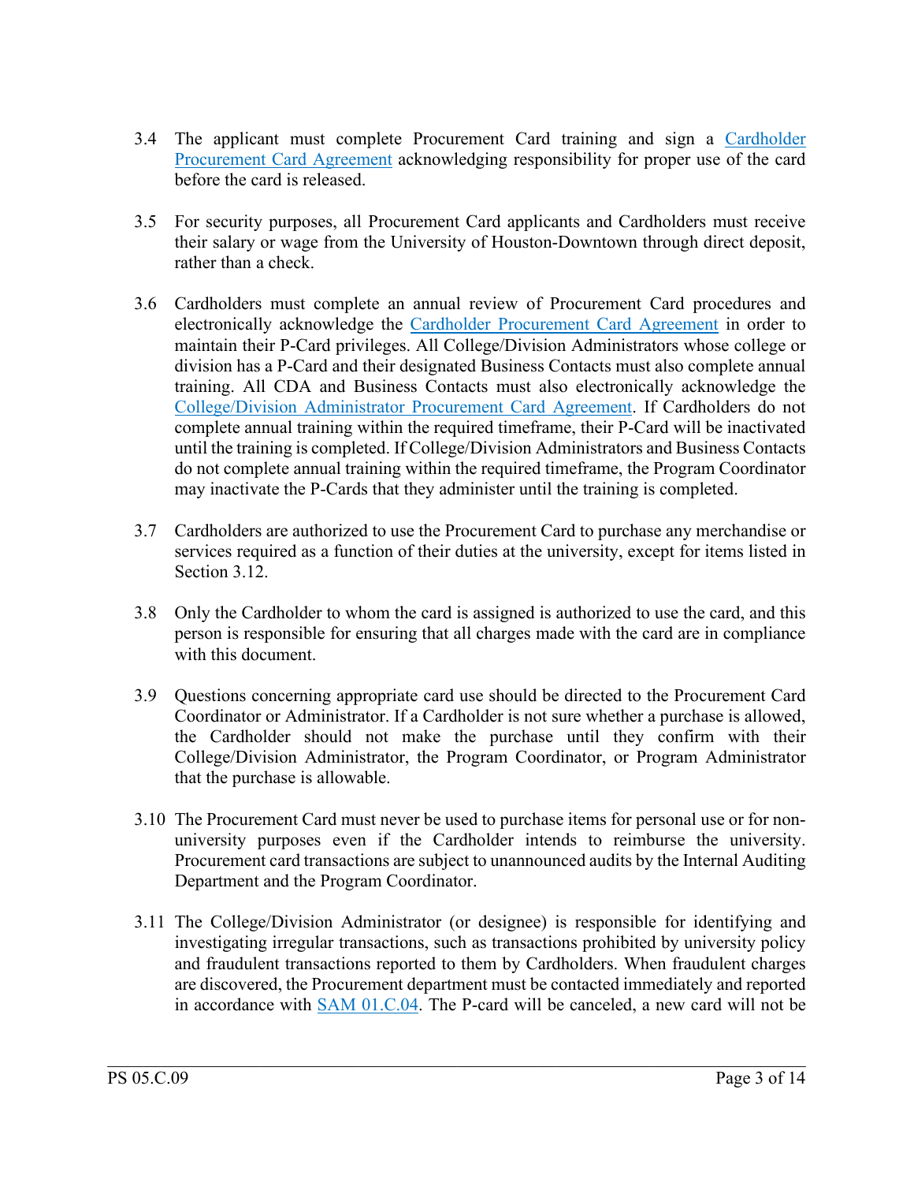3.4 The applicant must complete Procurement Card training and sign a [Cardholder Procurement Card Agreement]() acknowledging responsibility for proper use of the card before the card is released.

3.5 For security purposes, all Procurement Card applicants and Cardholders must receive their salary or wage from the University of Houston-Downtown through direct deposit, rather than a check.

3.6 Cardholders must complete an annual review of Procurement Card procedures and electronically acknowledge the [Cardholder Procurement Card Agreement]() in order to maintain their P-Card privileges. All College/Division Administrators whose college or division has a P-Card and their designated Business Contacts must also complete annual training. All CDA and Business Contacts must also electronically acknowledge the [College/Division Administrator Procurement Card Agreement](). If Cardholders do not complete annual training within the required timeframe, their P-Card will be inactivated until the training is completed. If College/Division Administrators and Business Contacts do not complete annual training within the required timeframe, the Program Coordinator may inactivate the P-Cards that they administer until the training is completed.

3.7 Cardholders are authorized to use the Procurement Card to purchase any merchandise or services required as a function of their duties at the university, except for items listed in Section 3.12.

3.8 Only the Cardholder to whom the card is assigned is authorized to use the card, and this person is responsible for ensuring that all charges made with the card are in compliance with this document.

3.9 Questions concerning appropriate card use should be directed to the Procurement Card Coordinator or Administrator. If a Cardholder is not sure whether a purchase is allowed, the Cardholder should not make the purchase until they confirm with their College/Division Administrator, the Program Coordinator, or Program Administrator that the purchase is allowable.

3.10 The Procurement Card must never be used to purchase items for personal use or for non-university purposes even if the Cardholder intends to reimburse the university. Procurement card transactions are subject to unannounced audits by the Internal Auditing Department and the Program Coordinator.

3.11 The College/Division Administrator (or designee) is responsible for identifying and investigating irregular transactions, such as transactions prohibited by university policy and fraudulent transactions reported to them by Cardholders. When fraudulent charges are discovered, the Procurement department must be contacted immediately and reported in accordance with [SAM 01.C.04](). The P-card will be canceled, a new card will not be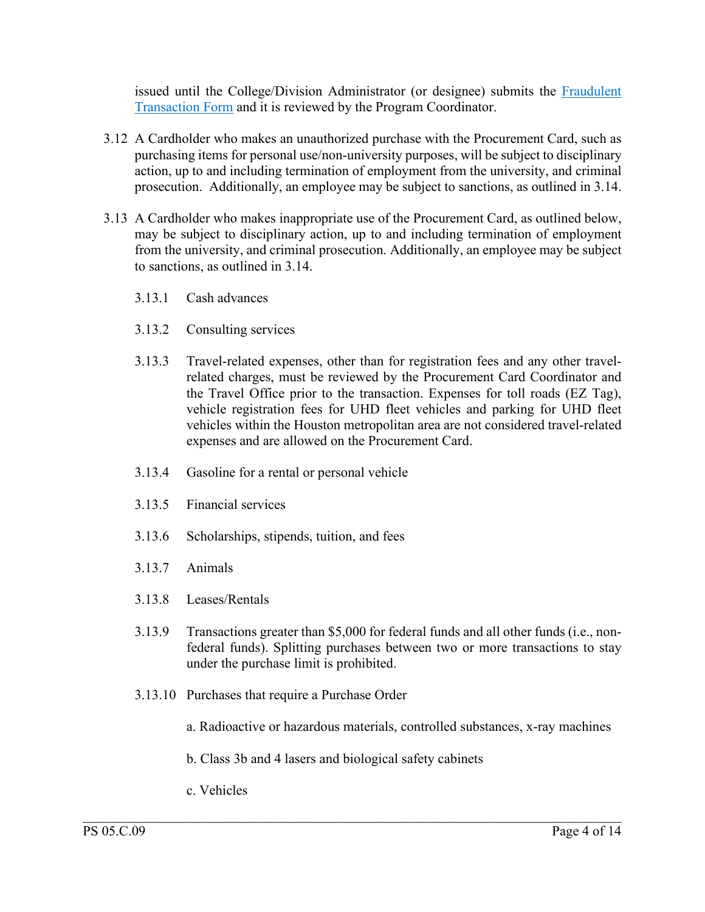issued until the College/Division Administrator (or designee) submits the Fraudulent Transaction Form and it is reviewed by the Program Coordinator.

3.12 A Cardholder who makes an unauthorized purchase with the Procurement Card, such as purchasing items for personal use/non-university purposes, will be subject to disciplinary action, up to and including termination of employment from the university, and criminal prosecution. Additionally, an employee may be subject to sanctions, as outlined in 3.14.

3.13 A Cardholder who makes inappropriate use of the Procurement Card, as outlined below, may be subject to disciplinary action, up to and including termination of employment from the university, and criminal prosecution. Additionally, an employee may be subject to sanctions, as outlined in 3.14.

3.13.1 Cash advances

3.13.2 Consulting services

3.13.3 Travel-related expenses, other than for registration fees and any other travel-related charges, must be reviewed by the Procurement Card Coordinator and the Travel Office prior to the transaction. Expenses for toll roads (EZ Tag), vehicle registration fees for UHD fleet vehicles and parking for UHD fleet vehicles within the Houston metropolitan area are not considered travel-related expenses and are allowed on the Procurement Card.

3.13.4 Gasoline for a rental or personal vehicle

3.13.5 Financial services

3.13.6 Scholarships, stipends, tuition, and fees

3.13.7 Animals

3.13.8 Leases/Rentals

3.13.9 Transactions greater than $5,000 for federal funds and all other funds (i.e., non-federal funds). Splitting purchases between two or more transactions to stay under the purchase limit is prohibited.

3.13.10 Purchases that require a Purchase Order

a. Radioactive or hazardous materials, controlled substances, x-ray machines

b. Class 3b and 4 lasers and biological safety cabinets

c. Vehicles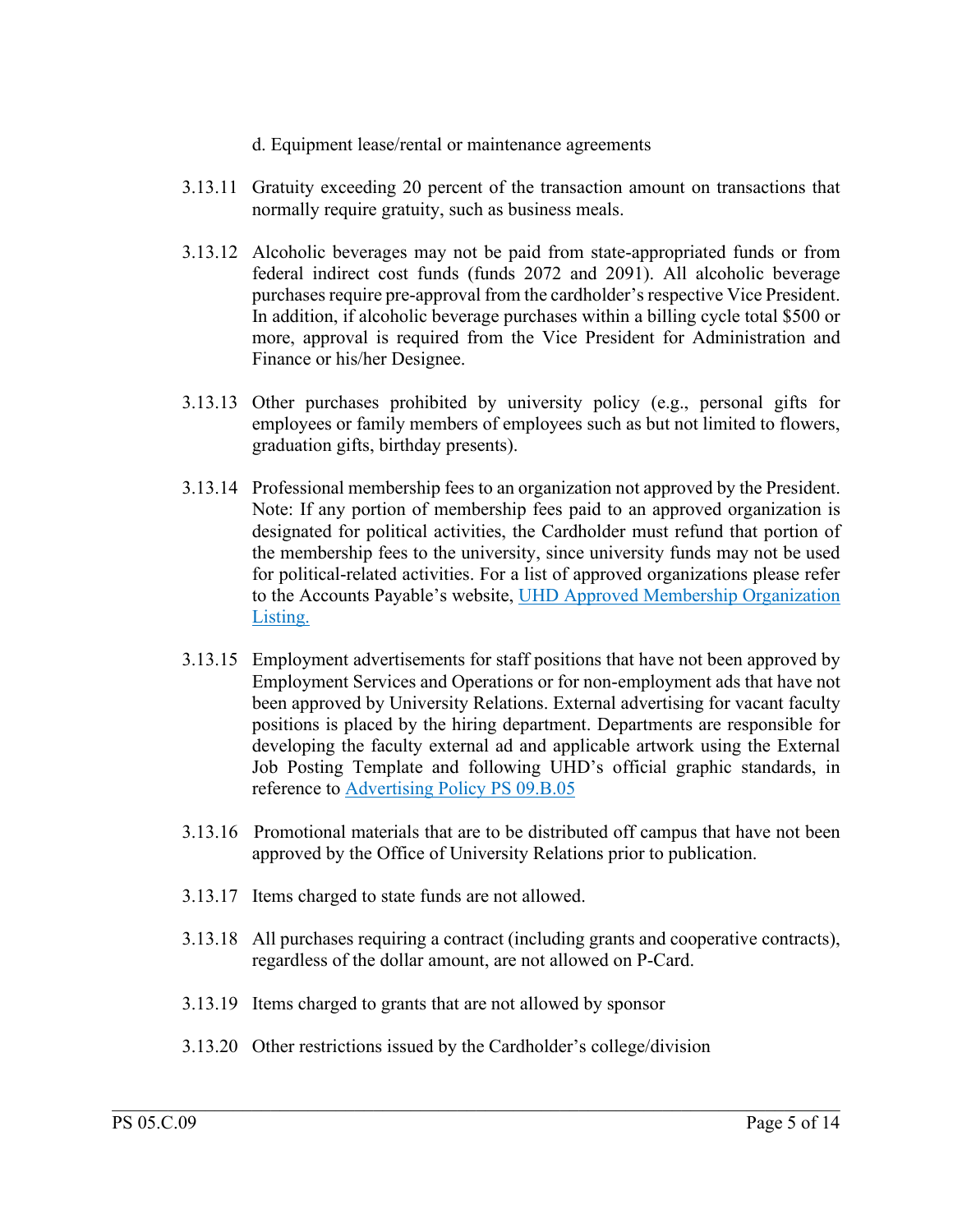d. Equipment lease/rental or maintenance agreements

3.13.11 Gratuity exceeding 20 percent of the transaction amount on transactions that normally require gratuity, such as business meals.

3.13.12 Alcoholic beverages may not be paid from state-appropriated funds or from federal indirect cost funds (funds 2072 and 2091). All alcoholic beverage purchases require pre-approval from the cardholder's respective Vice President. In addition, if alcoholic beverage purchases within a billing cycle total $500 or more, approval is required from the Vice President for Administration and Finance or his/her Designee.

3.13.13 Other purchases prohibited by university policy (e.g., personal gifts for employees or family members of employees such as but not limited to flowers, graduation gifts, birthday presents).

3.13.14 Professional membership fees to an organization not approved by the President. Note: If any portion of membership fees paid to an approved organization is designated for political activities, the Cardholder must refund that portion of the membership fees to the university, since university funds may not be used for political-related activities. For a list of approved organizations please refer to the Accounts Payable's website, UHD Approved Membership Organization Listing.

3.13.15 Employment advertisements for staff positions that have not been approved by Employment Services and Operations or for non-employment ads that have not been approved by University Relations. External advertising for vacant faculty positions is placed by the hiring department. Departments are responsible for developing the faculty external ad and applicable artwork using the External Job Posting Template and following UHD's official graphic standards, in reference to Advertising Policy PS 09.B.05

3.13.16 Promotional materials that are to be distributed off campus that have not been approved by the Office of University Relations prior to publication.

3.13.17 Items charged to state funds are not allowed.

3.13.18 All purchases requiring a contract (including grants and cooperative contracts), regardless of the dollar amount, are not allowed on P-Card.

3.13.19 Items charged to grants that are not allowed by sponsor

3.13.20 Other restrictions issued by the Cardholder's college/division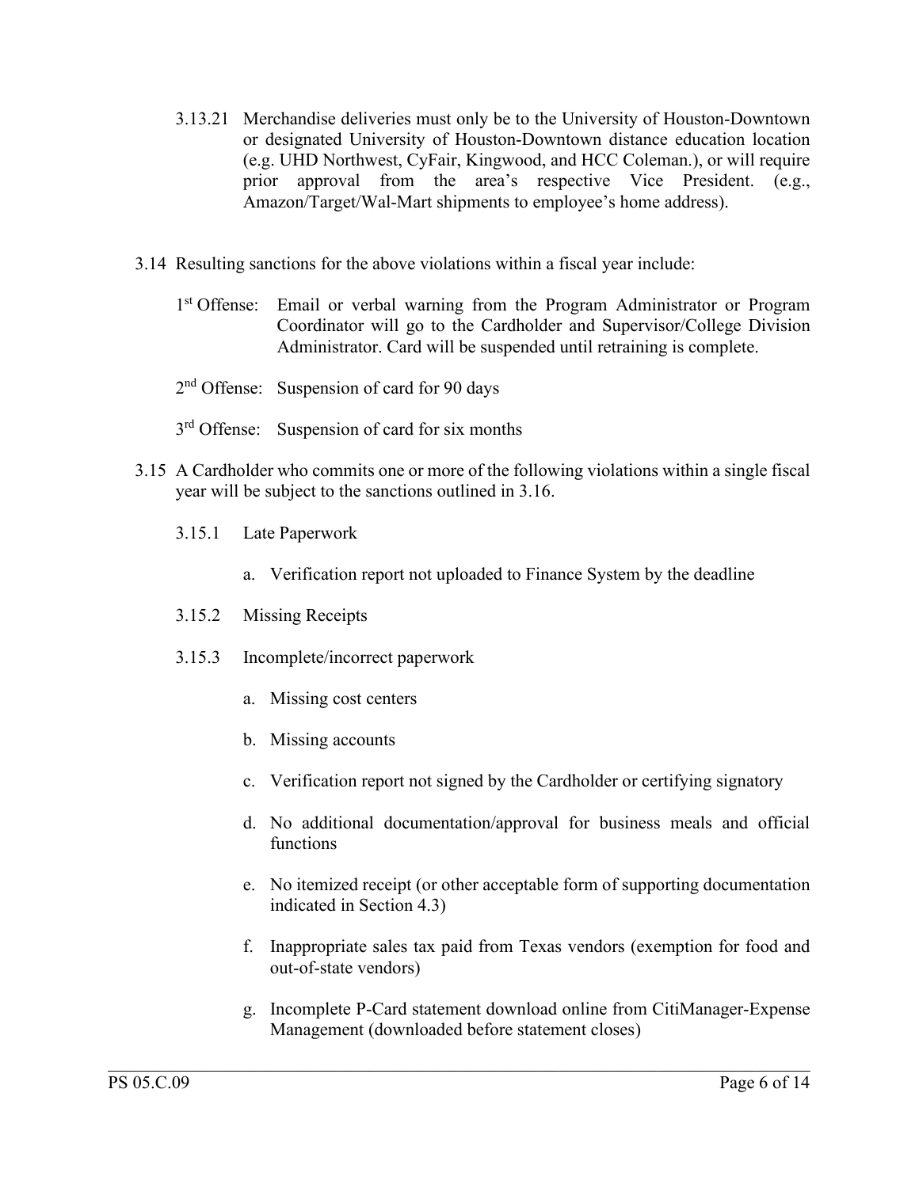3.13.21 Merchandise deliveries must only be to the University of Houston-Downtown or designated University of Houston-Downtown distance education location (e.g. UHD Northwest, CyFair, Kingwood, and HCC Coleman.), or will require prior approval from the area's respective Vice President. (e.g., Amazon/Target/Wal-Mart shipments to employee's home address).

3.14 Resulting sanctions for the above violations within a fiscal year include:

1st Offense: Email or verbal warning from the Program Administrator or Program Coordinator will go to the Cardholder and Supervisor/College Division Administrator. Card will be suspended until retraining is complete.

2nd Offense: Suspension of card for 90 days

3rd Offense: Suspension of card for six months

3.15 A Cardholder who commits one or more of the following violations within a single fiscal year will be subject to the sanctions outlined in 3.16.

3.15.1 Late Paperwork

a. Verification report not uploaded to Finance System by the deadline

3.15.2 Missing Receipts

3.15.3 Incomplete/incorrect paperwork

a. Missing cost centers

b. Missing accounts

c. Verification report not signed by the Cardholder or certifying signatory

d. No additional documentation/approval for business meals and official functions

e. No itemized receipt (or other acceptable form of supporting documentation indicated in Section 4.3)

f. Inappropriate sales tax paid from Texas vendors (exemption for food and out-of-state vendors)

g. Incomplete P-Card statement download online from CitiManager-Expense Management (downloaded before statement closes)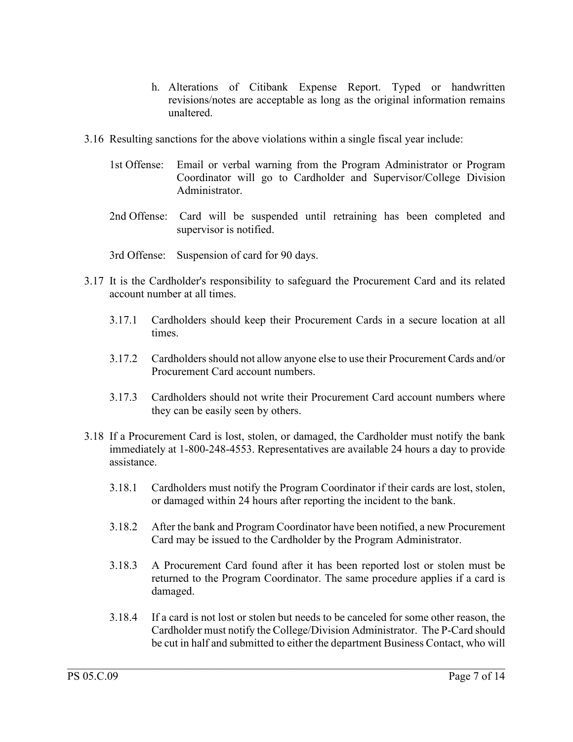h. Alterations of Citibank Expense Report. Typed or handwritten revisions/notes are acceptable as long as the original information remains unaltered.

3.16 Resulting sanctions for the above violations within a single fiscal year include:

1st Offense: Email or verbal warning from the Program Administrator or Program Coordinator will go to Cardholder and Supervisor/College Division Administrator.

2nd Offense: Card will be suspended until retraining has been completed and supervisor is notified.

3rd Offense: Suspension of card for 90 days.

3.17 It is the Cardholder's responsibility to safeguard the Procurement Card and its related account number at all times.

3.17.1 Cardholders should keep their Procurement Cards in a secure location at all times.

3.17.2 Cardholders should not allow anyone else to use their Procurement Cards and/or Procurement Card account numbers.

3.17.3 Cardholders should not write their Procurement Card account numbers where they can be easily seen by others.

3.18 If a Procurement Card is lost, stolen, or damaged, the Cardholder must notify the bank immediately at 1-800-248-4553. Representatives are available 24 hours a day to provide assistance.

3.18.1 Cardholders must notify the Program Coordinator if their cards are lost, stolen, or damaged within 24 hours after reporting the incident to the bank.

3.18.2 After the bank and Program Coordinator have been notified, a new Procurement Card may be issued to the Cardholder by the Program Administrator.

3.18.3 A Procurement Card found after it has been reported lost or stolen must be returned to the Program Coordinator. The same procedure applies if a card is damaged.

3.18.4 If a card is not lost or stolen but needs to be canceled for some other reason, the Cardholder must notify the College/Division Administrator. The P-Card should be cut in half and submitted to either the department Business Contact, who will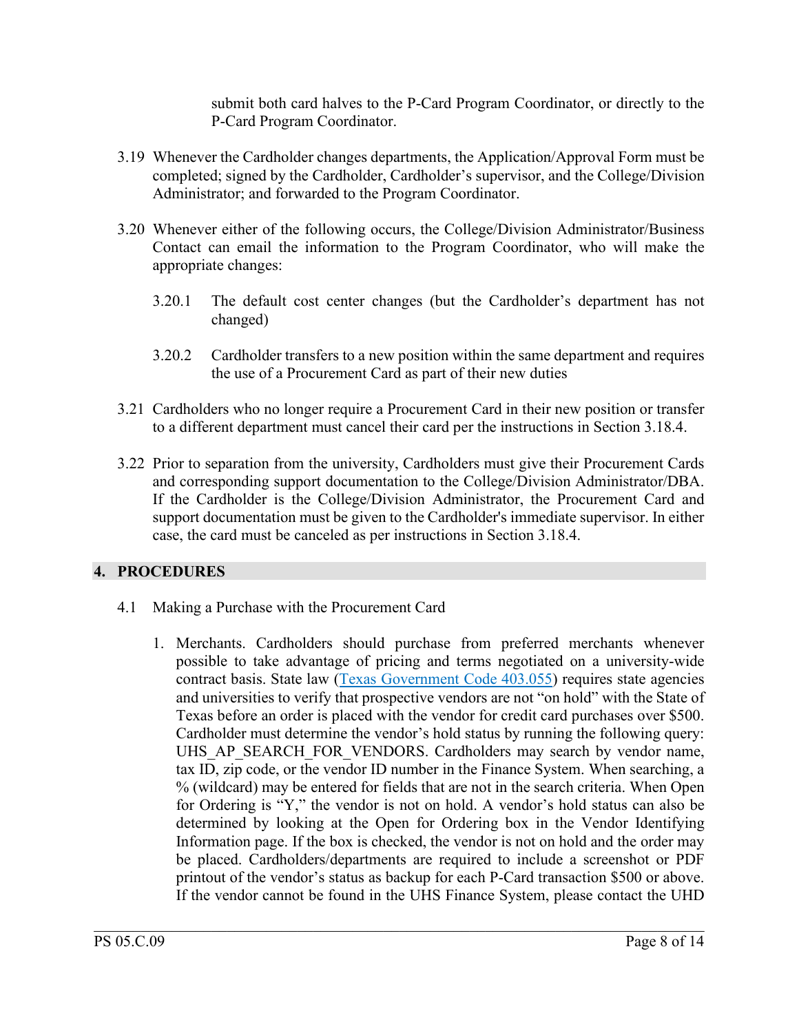submit both card halves to the P-Card Program Coordinator, or directly to the P-Card Program Coordinator.

3.19 Whenever the Cardholder changes departments, the Application/Approval Form must be completed; signed by the Cardholder, Cardholder's supervisor, and the College/Division Administrator; and forwarded to the Program Coordinator.

3.20 Whenever either of the following occurs, the College/Division Administrator/Business Contact can email the information to the Program Coordinator, who will make the appropriate changes:

3.20.1 The default cost center changes (but the Cardholder's department has not changed)

3.20.2 Cardholder transfers to a new position within the same department and requires the use of a Procurement Card as part of their new duties

3.21 Cardholders who no longer require a Procurement Card in their new position or transfer to a different department must cancel their card per the instructions in Section 3.18.4.

3.22 Prior to separation from the university, Cardholders must give their Procurement Cards and corresponding support documentation to the College/Division Administrator/DBA. If the Cardholder is the College/Division Administrator, the Procurement Card and support documentation must be given to the Cardholder's immediate supervisor. In either case, the card must be canceled as per instructions in Section 3.18.4.

## 4. PROCEDURES

4.1 Making a Purchase with the Procurement Card

1. Merchants. Cardholders should purchase from preferred merchants whenever possible to take advantage of pricing and terms negotiated on a university-wide contract basis. State law (Texas Government Code 403.055) requires state agencies and universities to verify that prospective vendors are not "on hold" with the State of Texas before an order is placed with the vendor for credit card purchases over $500. Cardholder must determine the vendor's hold status by running the following query: UHS_AP_SEARCH_FOR_VENDORS. Cardholders may search by vendor name, tax ID, zip code, or the vendor ID number in the Finance System. When searching, a % (wildcard) may be entered for fields that are not in the search criteria. When Open for Ordering is "Y," the vendor is not on hold. A vendor's hold status can also be determined by looking at the Open for Ordering box in the Vendor Identifying Information page. If the box is checked, the vendor is not on hold and the order may be placed. Cardholders/departments are required to include a screenshot or PDF printout of the vendor's status as backup for each P-Card transaction $500 or above. If the vendor cannot be found in the UHS Finance System, please contact the UHD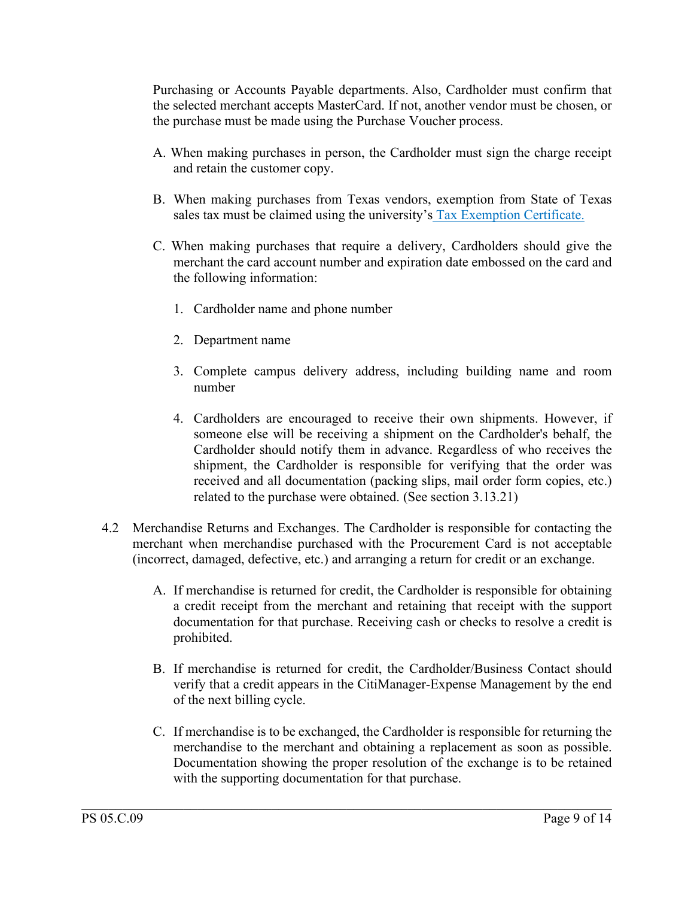Purchasing or Accounts Payable departments. Also, Cardholder must confirm that the selected merchant accepts MasterCard. If not, another vendor must be chosen, or the purchase must be made using the Purchase Voucher process.

A. When making purchases in person, the Cardholder must sign the charge receipt and retain the customer copy.

B. When making purchases from Texas vendors, exemption from State of Texas sales tax must be claimed using the university's Tax Exemption Certificate.

C. When making purchases that require a delivery, Cardholders should give the merchant the card account number and expiration date embossed on the card and the following information:

   1. Cardholder name and phone number

   2. Department name

   3. Complete campus delivery address, including building name and room number

   4. Cardholders are encouraged to receive their own shipments. However, if someone else will be receiving a shipment on the Cardholder's behalf, the Cardholder should notify them in advance. Regardless of who receives the shipment, the Cardholder is responsible for verifying that the order was received and all documentation (packing slips, mail order form copies, etc.) related to the purchase were obtained. (See section 3.13.21)

4.2 Merchandise Returns and Exchanges. The Cardholder is responsible for contacting the merchant when merchandise purchased with the Procurement Card is not acceptable (incorrect, damaged, defective, etc.) and arranging a return for credit or an exchange.

A. If merchandise is returned for credit, the Cardholder is responsible for obtaining a credit receipt from the merchant and retaining that receipt with the support documentation for that purchase. Receiving cash or checks to resolve a credit is prohibited.

B. If merchandise is returned for credit, the Cardholder/Business Contact should verify that a credit appears in the CitiManager-Expense Management by the end of the next billing cycle.

C. If merchandise is to be exchanged, the Cardholder is responsible for returning the merchandise to the merchant and obtaining a replacement as soon as possible. Documentation showing the proper resolution of the exchange is to be retained with the supporting documentation for that purchase.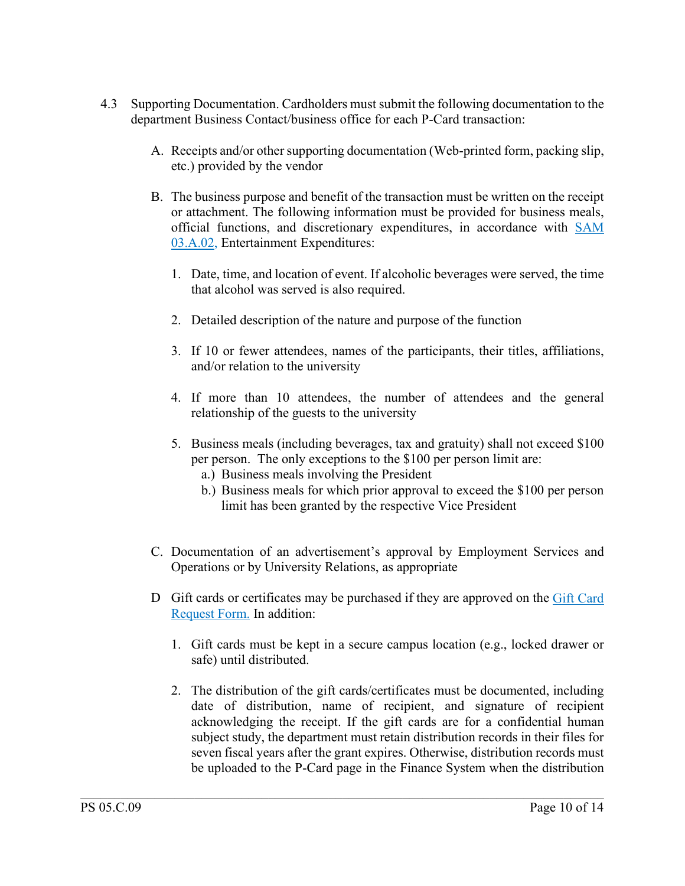4.3 Supporting Documentation. Cardholders must submit the following documentation to the department Business Contact/business office for each P-Card transaction:

   A. Receipts and/or other supporting documentation (Web-printed form, packing slip, etc.) provided by the vendor

   B. The business purpose and benefit of the transaction must be written on the receipt or attachment. The following information must be provided for business meals, official functions, and discretionary expenditures, in accordance with SAM 03.A.02, Entertainment Expenditures:

      1. Date, time, and location of event. If alcoholic beverages were served, the time that alcohol was served is also required.

      2. Detailed description of the nature and purpose of the function

      3. If 10 or fewer attendees, names of the participants, their titles, affiliations, and/or relation to the university

      4. If more than 10 attendees, the number of attendees and the general relationship of the guests to the university

      5. Business meals (including beverages, tax and gratuity) shall not exceed $100 per person. The only exceptions to the $100 per person limit are:
         a.) Business meals involving the President
         b.) Business meals for which prior approval to exceed the $100 per person limit has been granted by the respective Vice President

   C. Documentation of an advertisement's approval by Employment Services and Operations or by University Relations, as appropriate

   D Gift cards or certificates may be purchased if they are approved on the Gift Card Request Form. In addition:

      1. Gift cards must be kept in a secure campus location (e.g., locked drawer or safe) until distributed.

      2. The distribution of the gift cards/certificates must be documented, including date of distribution, name of recipient, and signature of recipient acknowledging the receipt. If the gift cards are for a confidential human subject study, the department must retain distribution records in their files for seven fiscal years after the grant expires. Otherwise, distribution records must be uploaded to the P-Card page in the Finance System when the distribution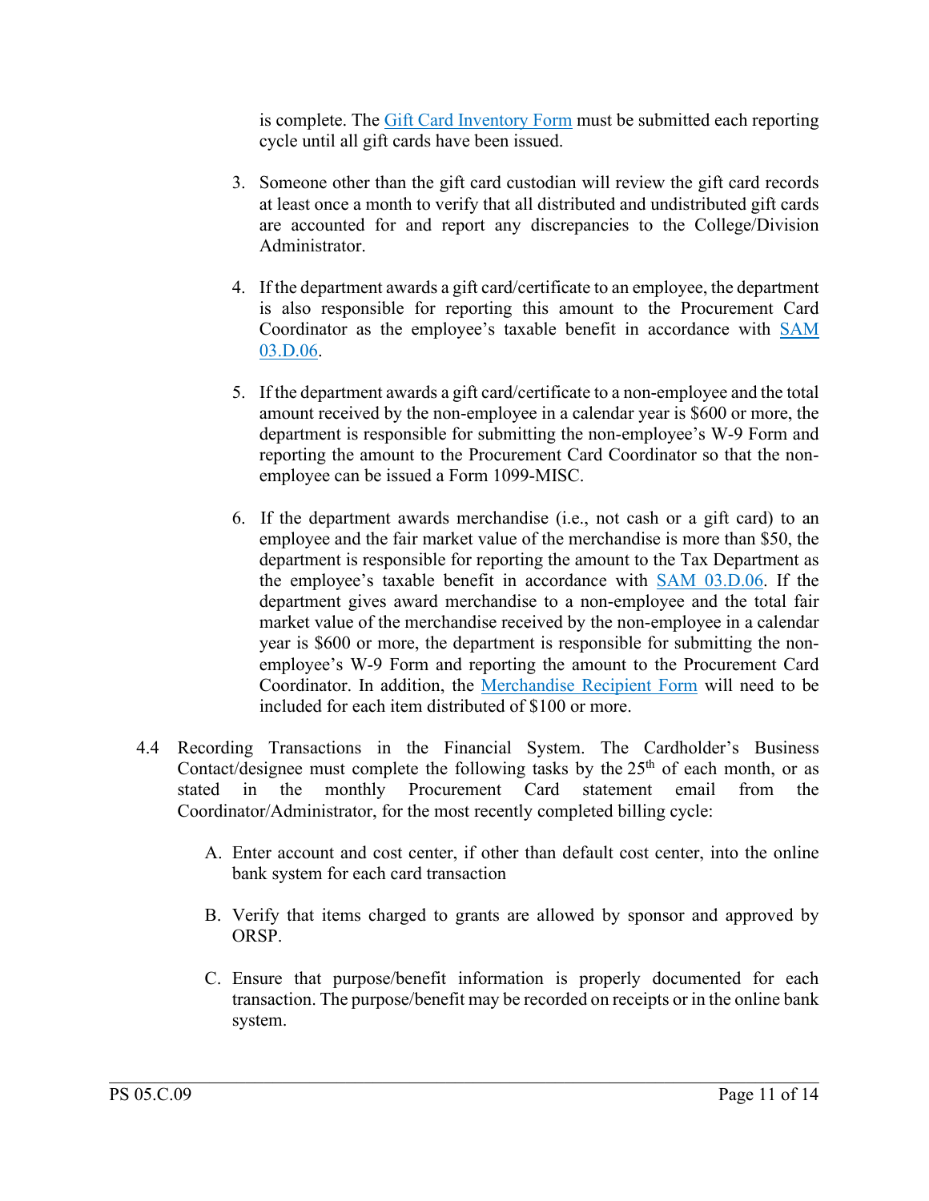is complete. The Gift Card Inventory Form must be submitted each reporting cycle until all gift cards have been issued.

3. Someone other than the gift card custodian will review the gift card records at least once a month to verify that all distributed and undistributed gift cards are accounted for and report any discrepancies to the College/Division Administrator.

4. If the department awards a gift card/certificate to an employee, the department is also responsible for reporting this amount to the Procurement Card Coordinator as the employee's taxable benefit in accordance with SAM 03.D.06.

5. If the department awards a gift card/certificate to a non-employee and the total amount received by the non-employee in a calendar year is $600 or more, the department is responsible for submitting the non-employee's W-9 Form and reporting the amount to the Procurement Card Coordinator so that the non-employee can be issued a Form 1099-MISC.

6. If the department awards merchandise (i.e., not cash or a gift card) to an employee and the fair market value of the merchandise is more than $50, the department is responsible for reporting the amount to the Tax Department as the employee's taxable benefit in accordance with SAM 03.D.06. If the department gives award merchandise to a non-employee and the total fair market value of the merchandise received by the non-employee in a calendar year is $600 or more, the department is responsible for submitting the non-employee's W-9 Form and reporting the amount to the Procurement Card Coordinator. In addition, the Merchandise Recipient Form will need to be included for each item distributed of $100 or more.

4.4 Recording Transactions in the Financial System. The Cardholder's Business Contact/designee must complete the following tasks by the 25th of each month, or as stated in the monthly Procurement Card statement email from the Coordinator/Administrator, for the most recently completed billing cycle:

A. Enter account and cost center, if other than default cost center, into the online bank system for each card transaction

B. Verify that items charged to grants are allowed by sponsor and approved by ORSP.

C. Ensure that purpose/benefit information is properly documented for each transaction. The purpose/benefit may be recorded on receipts or in the online bank system.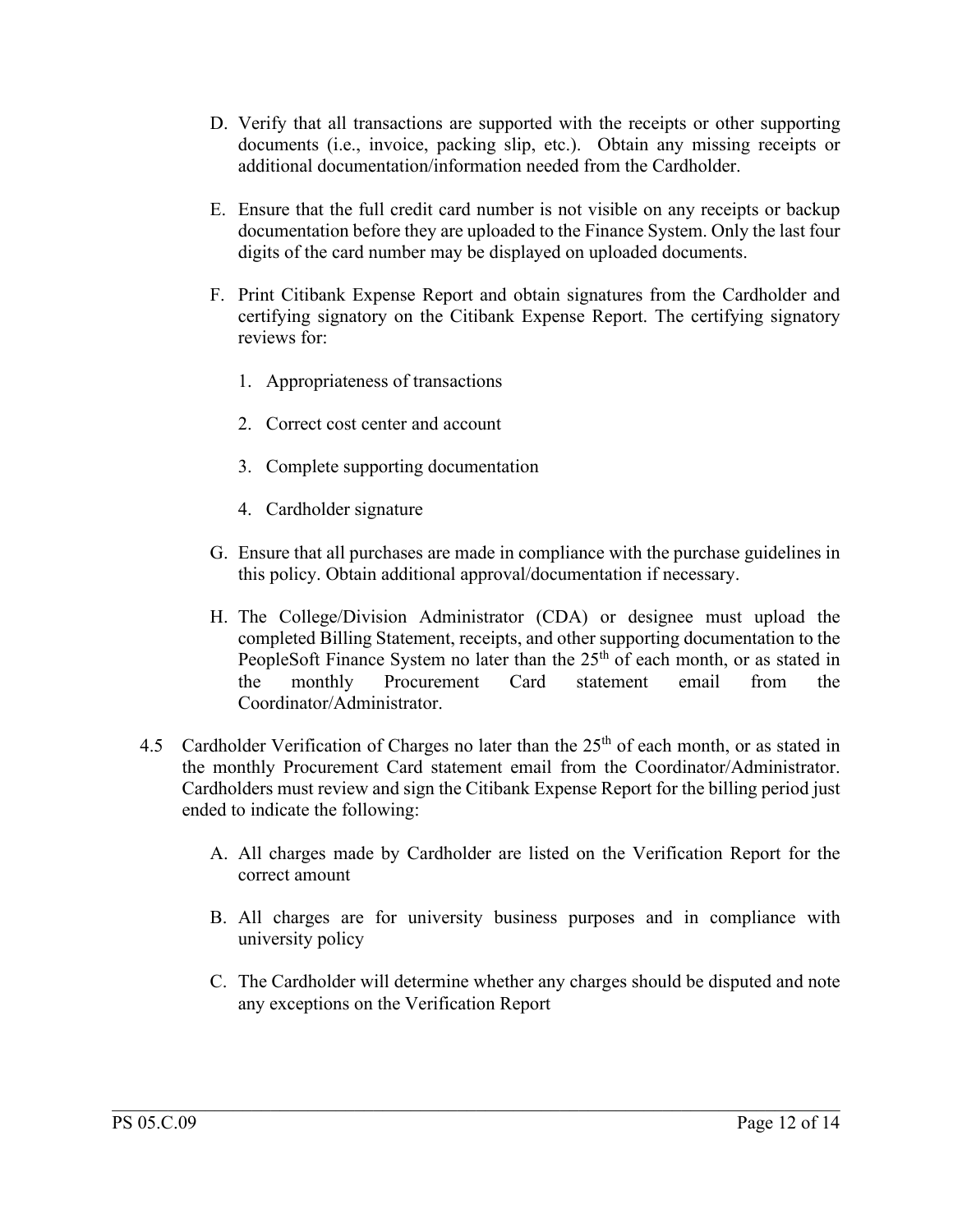D. Verify that all transactions are supported with the receipts or other supporting documents (i.e., invoice, packing slip, etc.). Obtain any missing receipts or additional documentation/information needed from the Cardholder.

E. Ensure that the full credit card number is not visible on any receipts or backup documentation before they are uploaded to the Finance System. Only the last four digits of the card number may be displayed on uploaded documents.

F. Print Citibank Expense Report and obtain signatures from the Cardholder and certifying signatory on the Citibank Expense Report. The certifying signatory reviews for:

   1. Appropriateness of transactions

   2. Correct cost center and account

   3. Complete supporting documentation

   4. Cardholder signature

G. Ensure that all purchases are made in compliance with the purchase guidelines in this policy. Obtain additional approval/documentation if necessary.

H. The College/Division Administrator (CDA) or designee must upload the completed Billing Statement, receipts, and other supporting documentation to the PeopleSoft Finance System no later than the 25th of each month, or as stated in the monthly Procurement Card statement email from the Coordinator/Administrator.

4.5 Cardholder Verification of Charges no later than the 25th of each month, or as stated in the monthly Procurement Card statement email from the Coordinator/Administrator. Cardholders must review and sign the Citibank Expense Report for the billing period just ended to indicate the following:

A. All charges made by Cardholder are listed on the Verification Report for the correct amount

B. All charges are for university business purposes and in compliance with university policy

C. The Cardholder will determine whether any charges should be disputed and note any exceptions on the Verification Report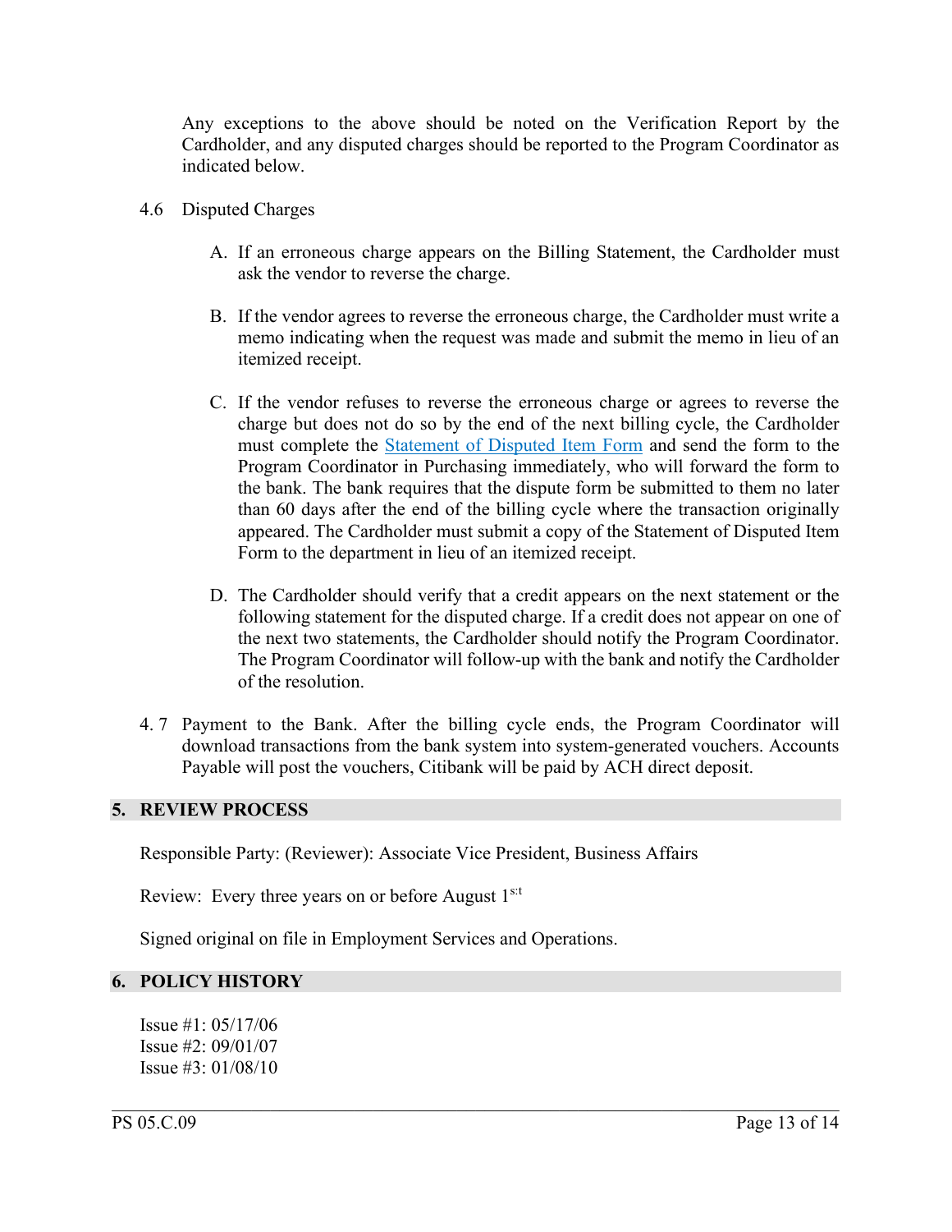Any exceptions to the above should be noted on the Verification Report by the Cardholder, and any disputed charges should be reported to the Program Coordinator as indicated below.

4.6 Disputed Charges

A. If an erroneous charge appears on the Billing Statement, the Cardholder must ask the vendor to reverse the charge.

B. If the vendor agrees to reverse the erroneous charge, the Cardholder must write a memo indicating when the request was made and submit the memo in lieu of an itemized receipt.

C. If the vendor refuses to reverse the erroneous charge or agrees to reverse the charge but does not do so by the end of the next billing cycle, the Cardholder must complete the Statement of Disputed Item Form and send the form to the Program Coordinator in Purchasing immediately, who will forward the form to the bank. The bank requires that the dispute form be submitted to them no later than 60 days after the end of the billing cycle where the transaction originally appeared. The Cardholder must submit a copy of the Statement of Disputed Item Form to the department in lieu of an itemized receipt.

D. The Cardholder should verify that a credit appears on the next statement or the following statement for the disputed charge. If a credit does not appear on one of the next two statements, the Cardholder should notify the Program Coordinator. The Program Coordinator will follow-up with the bank and notify the Cardholder of the resolution.

4. 7 Payment to the Bank. After the billing cycle ends, the Program Coordinator will download transactions from the bank system into system-generated vouchers. Accounts Payable will post the vouchers, Citibank will be paid by ACH direct deposit.

## 5. REVIEW PROCESS

Responsible Party: (Reviewer): Associate Vice President, Business Affairs

Review: Every three years on or before August 1st

Signed original on file in Employment Services and Operations.

## 6. POLICY HISTORY

Issue #1: 05/17/06
Issue #2: 09/01/07
Issue #3: 01/08/10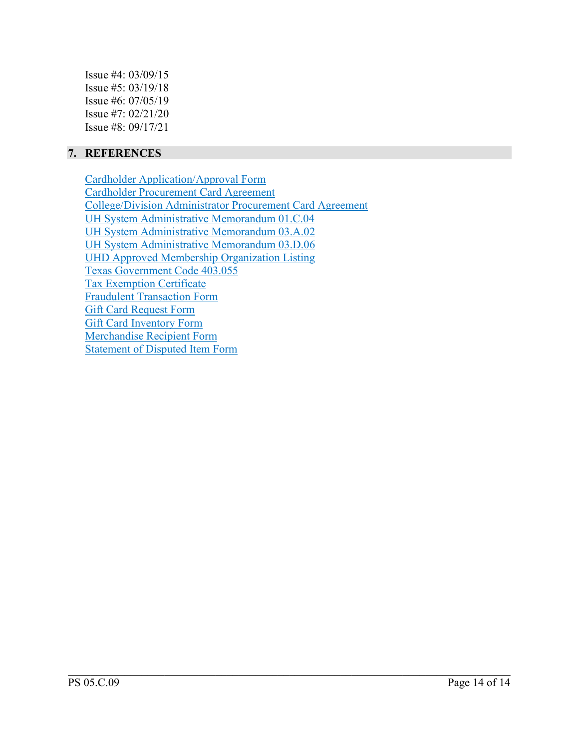Issue #4: 03/09/15
Issue #5: 03/19/18
Issue #6: 07/05/19
Issue #7: 02/21/20
Issue #8: 09/17/21

## 7. REFERENCES

Cardholder Application/Approval Form
Cardholder Procurement Card Agreement
College/Division Administrator Procurement Card Agreement
UH System Administrative Memorandum 01.C.04
UH System Administrative Memorandum 03.A.02
UH System Administrative Memorandum 03.D.06
UHD Approved Membership Organization Listing
Texas Government Code 403.055
Tax Exemption Certificate
Fraudulent Transaction Form
Gift Card Request Form
Gift Card Inventory Form
Merchandise Recipient Form
Statement of Disputed Item Form